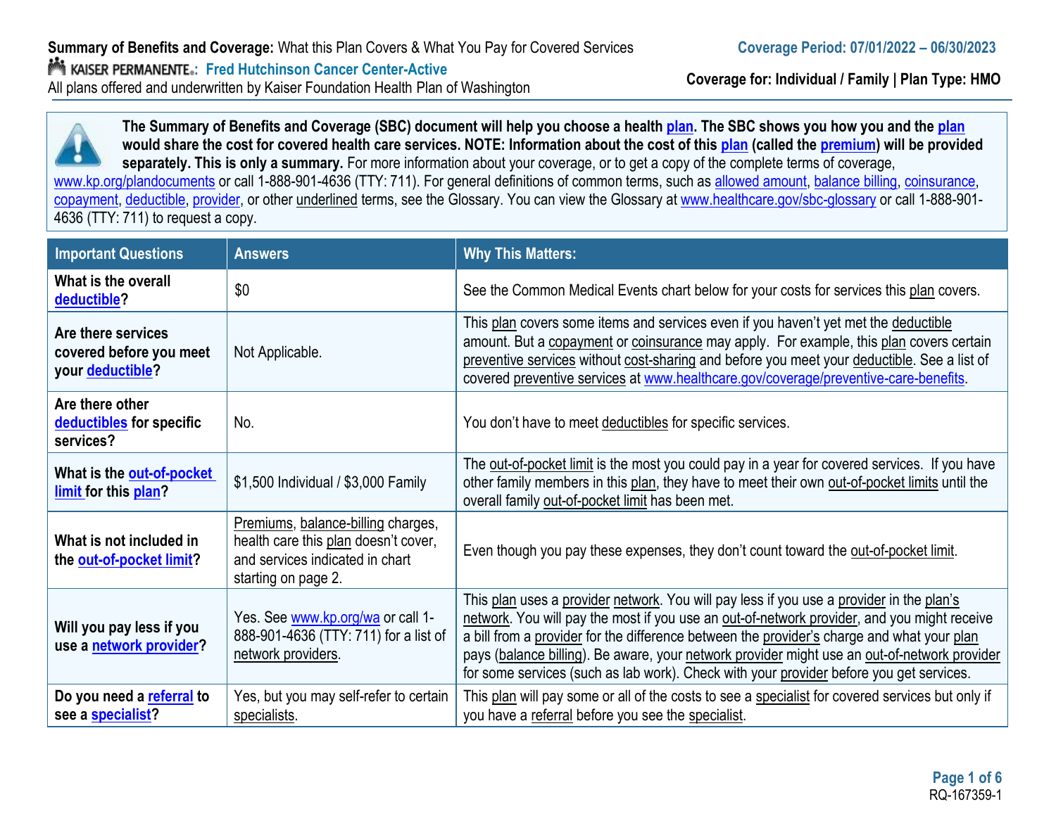**Summary of Benefits and Coverage:** What this Plan Covers & What You Pay for Covered Services

**Coverage Period: 07/01/2022 – 06/30/2023**

KAISER PERMANENTE: **Fred Hutchinson Cancer Center-Active**

All plans offered and underwritten by Kaiser Foundation Health Plan of Washington

**Coverage for: Individual / Family | Plan Type: HMO**

**The Summary of Benefits and Coverage (SBC) document will help you choose a health plan. The SBC shows you how you and the plan would share the cost for covered health care services. NOTE: Information about the cost of this plan (called the premium) will be provided separately. This is only a summary.** For more information about your coverage, or to get a copy of the complete terms of coverage, www.kp.org/plandocuments or call 1-888-901-4636 (TTY: 711). For general definitions of common terms, such as allowed amount, balance billing, coinsurance, copayment, deductible, provider, or other underlined terms, see the Glossary. You can view the Glossary at www.healthcare.gov/sbc-glossary or call 1-888-901-4636 (TTY: 711) to request a copy.

| Important Questions | Answers | Why This Matters: |
|---|---|---|
| **What is the overall deductible?** | $0 | See the Common Medical Events chart below for your costs for services this plan covers. |
| **Are there services covered before you meet your deductible?** | Not Applicable. | This plan covers some items and services even if you haven't yet met the deductible amount. But a copayment or coinsurance may apply. For example, this plan covers certain preventive services without cost-sharing and before you meet your deductible. See a list of covered preventive services at www.healthcare.gov/coverage/preventive-care-benefits. |
| **Are there other deductibles for specific services?** | No. | You don't have to meet deductibles for specific services. |
| **What is the out-of-pocket limit for this plan?** | $1,500 Individual / $3,000 Family | The out-of-pocket limit is the most you could pay in a year for covered services. If you have other family members in this plan, they have to meet their own out-of-pocket limits until the overall family out-of-pocket limit has been met. |
| **What is not included in the out-of-pocket limit?** | Premiums, balance-billing charges, health care this plan doesn't cover, and services indicated in chart starting on page 2. | Even though you pay these expenses, they don't count toward the out-of-pocket limit. |
| **Will you pay less if you use a network provider?** | Yes. See www.kp.org/wa or call 1-888-901-4636 (TTY: 711) for a list of network providers. | This plan uses a provider network. You will pay less if you use a provider in the plan's network. You will pay the most if you use an out-of-network provider, and you might receive a bill from a provider for the difference between the provider's charge and what your plan pays (balance billing). Be aware, your network provider might use an out-of-network provider for some services (such as lab work). Check with your provider before you get services. |
| **Do you need a referral to see a specialist?** | Yes, but you may self-refer to certain specialists. | This plan will pay some or all of the costs to see a specialist for covered services but only if you have a referral before you see the specialist. |

RQ-167359-1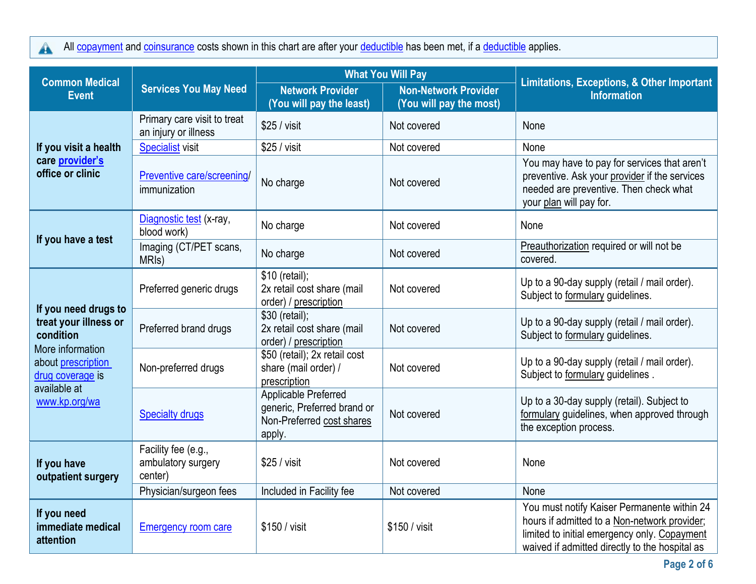All copayment and coinsurance costs shown in this chart are after your deductible has been met, if a deductible applies.

| Common Medical Event | Services You May Need | What You Will Pay | | Limitations, Exceptions, & Other Important Information |
|---|---|---|---|---|
| | | Network Provider (You will pay the least) | Non-Network Provider (You will pay the most) | |
| If you visit a health care provider's office or clinic | Primary care visit to treat an injury or illness | $25 / visit | Not covered | None |
| | Specialist visit | $25 / visit | Not covered | None |
| | Preventive care/screening/ immunization | No charge | Not covered | You may have to pay for services that aren't preventive. Ask your provider if the services needed are preventive. Then check what your plan will pay for. |
| If you have a test | Diagnostic test (x-ray, blood work) | No charge | Not covered | None |
| | Imaging (CT/PET scans, MRIs) | No charge | Not covered | Preauthorization required or will not be covered. |
| **If you need drugs to treat your illness or condition** More information about prescription drug coverage is available at www.kp.org/wa | Preferred generic drugs | $10 (retail); 2x retail cost share (mail order) / prescription | Not covered | Up to a 90-day supply (retail / mail order). Subject to formulary guidelines. |
| | Preferred brand drugs | $30 (retail); 2x retail cost share (mail order) / prescription | Not covered | Up to a 90-day supply (retail / mail order). Subject to formulary guidelines. |
| | Non-preferred drugs | $50 (retail); 2x retail cost share (mail order) / prescription | Not covered | Up to a 90-day supply (retail / mail order). Subject to formulary guidelines . |
| | Specialty drugs | Applicable Preferred generic, Preferred brand or Non-Preferred cost shares apply. | Not covered | Up to a 30-day supply (retail). Subject to formulary guidelines, when approved through the exception process. |
| If you have outpatient surgery | Facility fee (e.g., ambulatory surgery center) | $25 / visit | Not covered | None |
| | Physician/surgeon fees | Included in Facility fee | Not covered | None |
| If you need immediate medical attention | Emergency room care | $150 / visit | $150 / visit | You must notify Kaiser Permanente within 24 hours if admitted to a Non-network provider; limited to initial emergency only. Copayment waived if admitted directly to the hospital as |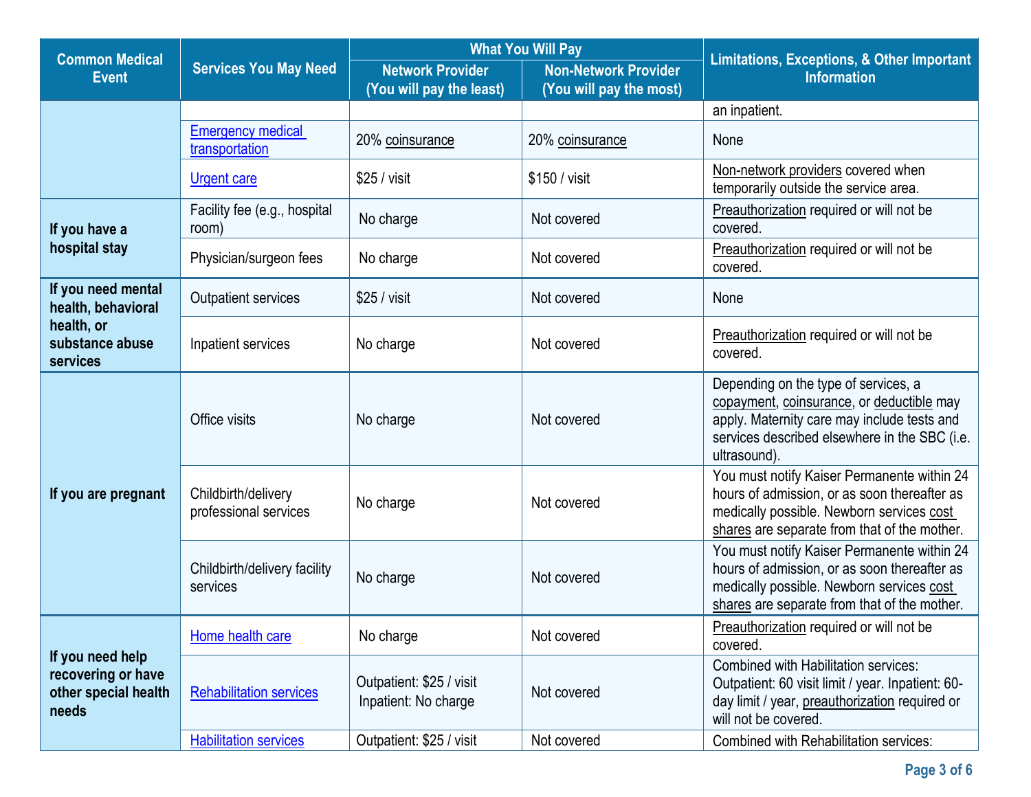| Common Medical Event | Services You May Need | What You Will Pay | | Limitations, Exceptions, & Other Important Information |
|---|---|---|---|---|
| | | Network Provider (You will pay the least) | Non-Network Provider (You will pay the most) | |
| | | | | an inpatient. |
| | Emergency medical transportation | 20% coinsurance | 20% coinsurance | None |
| | Urgent care | $25 / visit | $150 / visit | Non-network providers covered when temporarily outside the service area. |
| If you have a hospital stay | Facility fee (e.g., hospital room) | No charge | Not covered | Preauthorization required or will not be covered. |
| | Physician/surgeon fees | No charge | Not covered | Preauthorization required or will not be covered. |
| If you need mental health, behavioral health, or substance abuse services | Outpatient services | $25 / visit | Not covered | None |
| | Inpatient services | No charge | Not covered | Preauthorization required or will not be covered. |
| If you are pregnant | Office visits | No charge | Not covered | Depending on the type of services, a copayment, coinsurance, or deductible may apply. Maternity care may include tests and services described elsewhere in the SBC (i.e. ultrasound). |
| | Childbirth/delivery professional services | No charge | Not covered | You must notify Kaiser Permanente within 24 hours of admission, or as soon thereafter as medically possible. Newborn services cost shares are separate from that of the mother. |
| | Childbirth/delivery facility services | No charge | Not covered | You must notify Kaiser Permanente within 24 hours of admission, or as soon thereafter as medically possible. Newborn services cost shares are separate from that of the mother. |
| If you need help recovering or have other special health needs | Home health care | No charge | Not covered | Preauthorization required or will not be covered. |
| | Rehabilitation services | Outpatient: $25 / visit Inpatient: No charge | Not covered | Combined with Habilitation services: Outpatient: 60 visit limit / year. Inpatient: 60-day limit / year, preauthorization required or will not be covered. |
| | Habilitation services | Outpatient: $25 / visit | Not covered | Combined with Rehabilitation services: |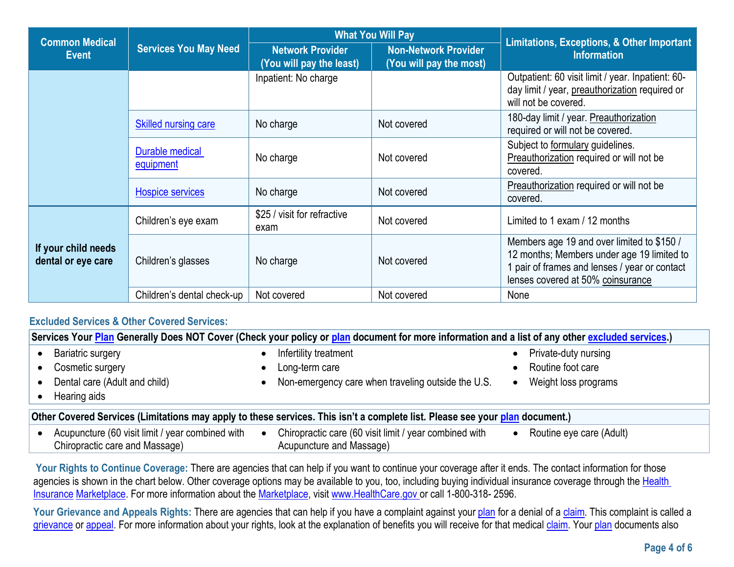| Common Medical Event | Services You May Need | What You Will Pay | | Limitations, Exceptions, & Other Important Information |
|---|---|---|---|---|
| | | Network Provider (You will pay the least) | Non-Network Provider (You will pay the most) | |
| | | Inpatient: No charge | | Outpatient: 60 visit limit / year. Inpatient: 60-day limit / year, preauthorization required or will not be covered. |
| | Skilled nursing care | No charge | Not covered | 180-day limit / year. Preauthorization required or will not be covered. |
| | Durable medical equipment | No charge | Not covered | Subject to formulary guidelines. Preauthorization required or will not be covered. |
| | Hospice services | No charge | Not covered | Preauthorization required or will not be covered. |
| If your child needs dental or eye care | Children's eye exam | $25 / visit for refractive exam | Not covered | Limited to 1 exam / 12 months |
| | Children's glasses | No charge | Not covered | Members age 19 and over limited to $150 / 12 months; Members under age 19 limited to 1 pair of frames and lenses / year or contact lenses covered at 50% coinsurance |
| | Children's dental check-up | Not covered | Not covered | None |

**Excluded Services & Other Covered Services:**

**Services Your Plan Generally Does NOT Cover (Check your policy or plan document for more information and a list of any other excluded services.)**

- Bariatric surgery
- Cosmetic surgery
- Dental care (Adult and child)
- Hearing aids
- Infertility treatment
- Long-term care
- Non-emergency care when traveling outside the U.S.
- Private-duty nursing
- Routine foot care
- Weight loss programs

**Other Covered Services (Limitations may apply to these services. This isn't a complete list. Please see your plan document.)**

- Acupuncture (60 visit limit / year combined with Chiropractic care and Massage)
- Chiropractic care (60 visit limit / year combined with Acupuncture and Massage)
- Routine eye care (Adult)

**Your Rights to Continue Coverage:** There are agencies that can help if you want to continue your coverage after it ends. The contact information for those agencies is shown in the chart below. Other coverage options may be available to you, too, including buying individual insurance coverage through the Health Insurance Marketplace. For more information about the Marketplace, visit www.HealthCare.gov or call 1-800-318- 2596.

**Your Grievance and Appeals Rights:** There are agencies that can help if you have a complaint against your plan for a denial of a claim. This complaint is called a grievance or appeal. For more information about your rights, look at the explanation of benefits you will receive for that medical claim. Your plan documents also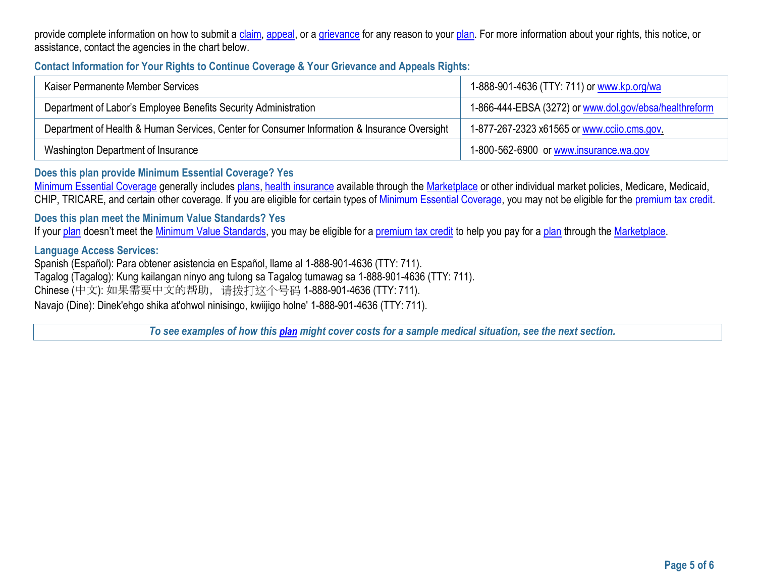provide complete information on how to submit a claim, appeal, or a grievance for any reason to your plan. For more information about your rights, this notice, or assistance, contact the agencies in the chart below.

**Contact Information for Your Rights to Continue Coverage & Your Grievance and Appeals Rights:**

| | |
|---|---|
| Kaiser Permanente Member Services | 1-888-901-4636 (TTY: 711) or www.kp.org/wa |
| Department of Labor's Employee Benefits Security Administration | 1-866-444-EBSA (3272) or www.dol.gov/ebsa/healthreform |
| Department of Health & Human Services, Center for Consumer Information & Insurance Oversight | 1-877-267-2323 x61565 or www.cciio.cms.gov. |
| Washington Department of Insurance | 1-800-562-6900 or www.insurance.wa.gov |

**Does this plan provide Minimum Essential Coverage? Yes**

Minimum Essential Coverage generally includes plans, health insurance available through the Marketplace or other individual market policies, Medicare, Medicaid, CHIP, TRICARE, and certain other coverage. If you are eligible for certain types of Minimum Essential Coverage, you may not be eligible for the premium tax credit.

**Does this plan meet the Minimum Value Standards? Yes**

If your plan doesn't meet the Minimum Value Standards, you may be eligible for a premium tax credit to help you pay for a plan through the Marketplace.

**Language Access Services:**

Spanish (Español): Para obtener asistencia en Español, llame al 1-888-901-4636 (TTY: 711).
Tagalog (Tagalog): Kung kailangan ninyo ang tulong sa Tagalog tumawag sa 1-888-901-4636 (TTY: 711).
Chinese (中文): 如果需要中文的帮助，请拨打这个号码 1-888-901-4636 (TTY: 711).
Navajo (Dine): Dinek'ehgo shika at'ohwol ninisingo, kwiijigo holne' 1-888-901-4636 (TTY: 711).

***To see examples of how this plan might cover costs for a sample medical situation, see the next section.***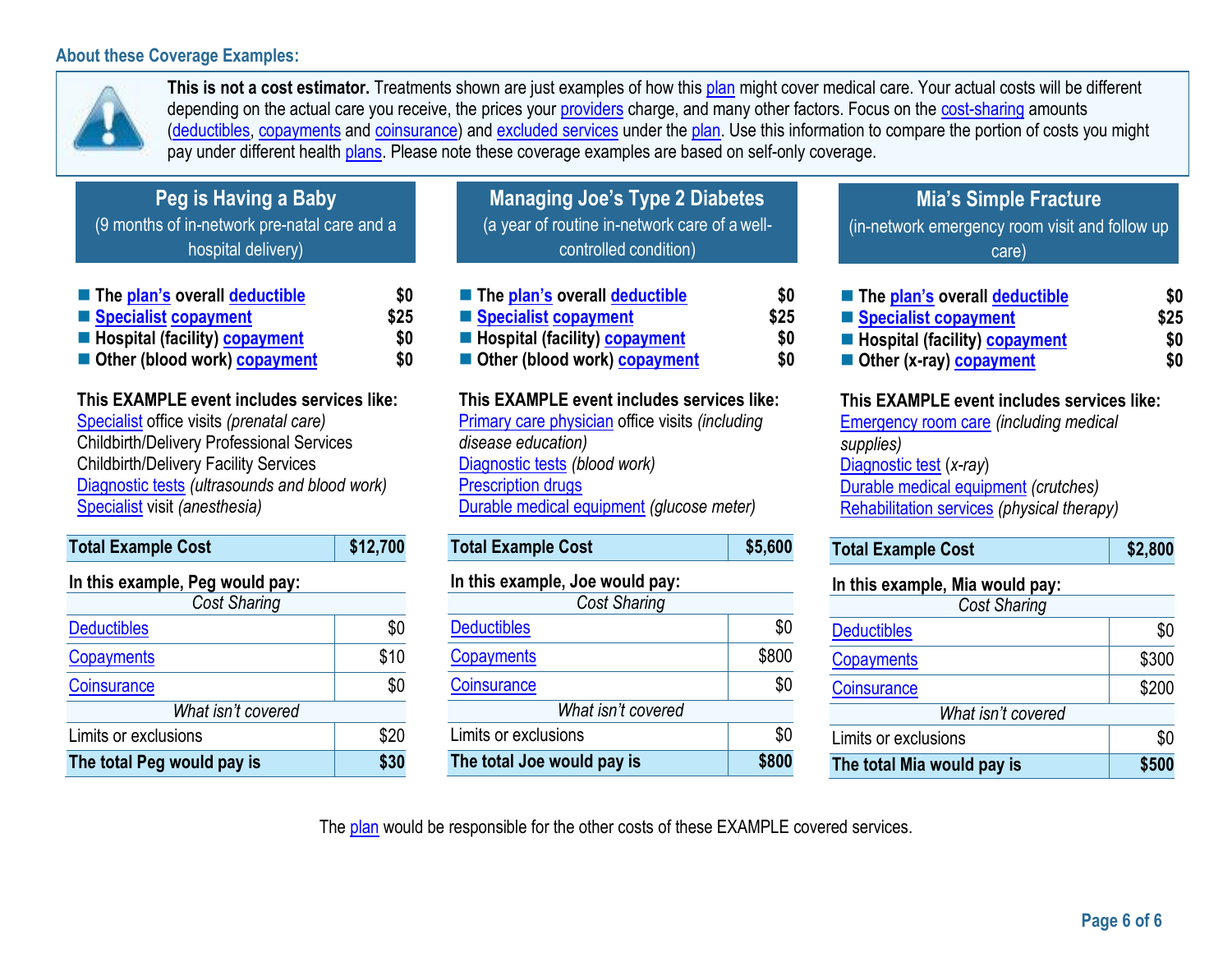### About these Coverage Examples:

**This is not a cost estimator.** Treatments shown are just examples of how this plan might cover medical care. Your actual costs will be different depending on the actual care you receive, the prices your providers charge, and many other factors. Focus on the cost-sharing amounts (deductibles, copayments and coinsurance) and excluded services under the plan. Use this information to compare the portion of costs you might pay under different health plans. Please note these coverage examples are based on self-only coverage.

## Peg is Having a Baby

(9 months of in-network pre-natal care and a hospital delivery)

- **The plan's overall deductible** **$0**
- **Specialist copayment** **$25**
- **Hospital (facility) copayment** **$0**
- **Other (blood work) copayment** **$0**

**This EXAMPLE event includes services like:**
Specialist office visits *(prenatal care)*
Childbirth/Delivery Professional Services
Childbirth/Delivery Facility Services
Diagnostic tests *(ultrasounds and blood work)*
Specialist visit *(anesthesia)*

| **Total Example Cost** | **$12,700** |
|---|---|

**In this example, Peg would pay:**

| *Cost Sharing* | |
|---|---|
| Deductibles | $0 |
| Copayments | $10 |
| Coinsurance | $0 |
| *What isn't covered* | |
| Limits or exclusions | $20 |
| **The total Peg would pay is** | **$30** |

## Managing Joe's Type 2 Diabetes

(a year of routine in-network care of a well-controlled condition)

- **The plan's overall deductible** **$0**
- **Specialist copayment** **$25**
- **Hospital (facility) copayment** **$0**
- **Other (blood work) copayment** **$0**

**This EXAMPLE event includes services like:**
Primary care physician office visits *(including disease education)*
Diagnostic tests *(blood work)*
Prescription drugs
Durable medical equipment *(glucose meter)*

| **Total Example Cost** | **$5,600** |
|---|---|

**In this example, Joe would pay:**

| *Cost Sharing* | |
|---|---|
| Deductibles | $0 |
| Copayments | $800 |
| Coinsurance | $0 |
| *What isn't covered* | |
| Limits or exclusions | $0 |
| **The total Joe would pay is** | **$800** |

## Mia's Simple Fracture

(in-network emergency room visit and follow up care)

- **The plan's overall deductible** **$0**
- **Specialist copayment** **$25**
- **Hospital (facility) copayment** **$0**
- **Other (x-ray) copayment** **$0**

**This EXAMPLE event includes services like:**
Emergency room care *(including medical supplies)*
Diagnostic test *(x-ray)*
Durable medical equipment *(crutches)*
Rehabilitation services *(physical therapy)*

| **Total Example Cost** | **$2,800** |
|---|---|

**In this example, Mia would pay:**

| *Cost Sharing* | |
|---|---|
| Deductibles | $0 |
| Copayments | $300 |
| Coinsurance | $200 |
| *What isn't covered* | |
| Limits or exclusions | $0 |
| **The total Mia would pay is** | **$500** |

The plan would be responsible for the other costs of these EXAMPLE covered services.